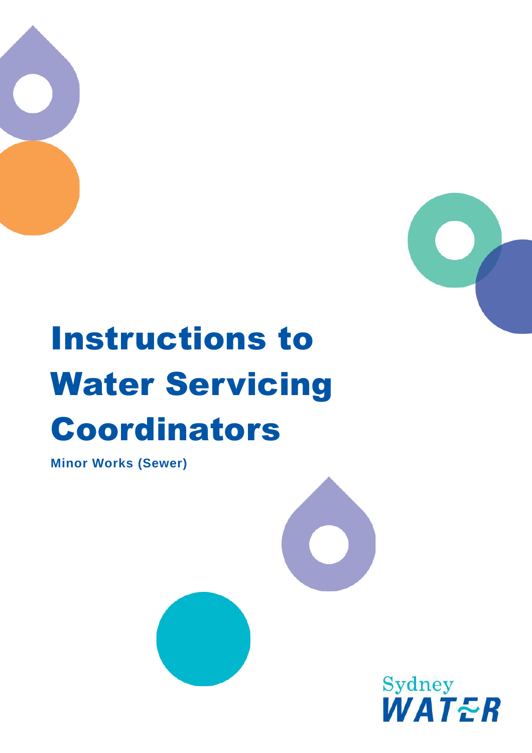# Instructions to Water Servicing Coordinators

**Minor Works (Sewer)**

Sydney WATER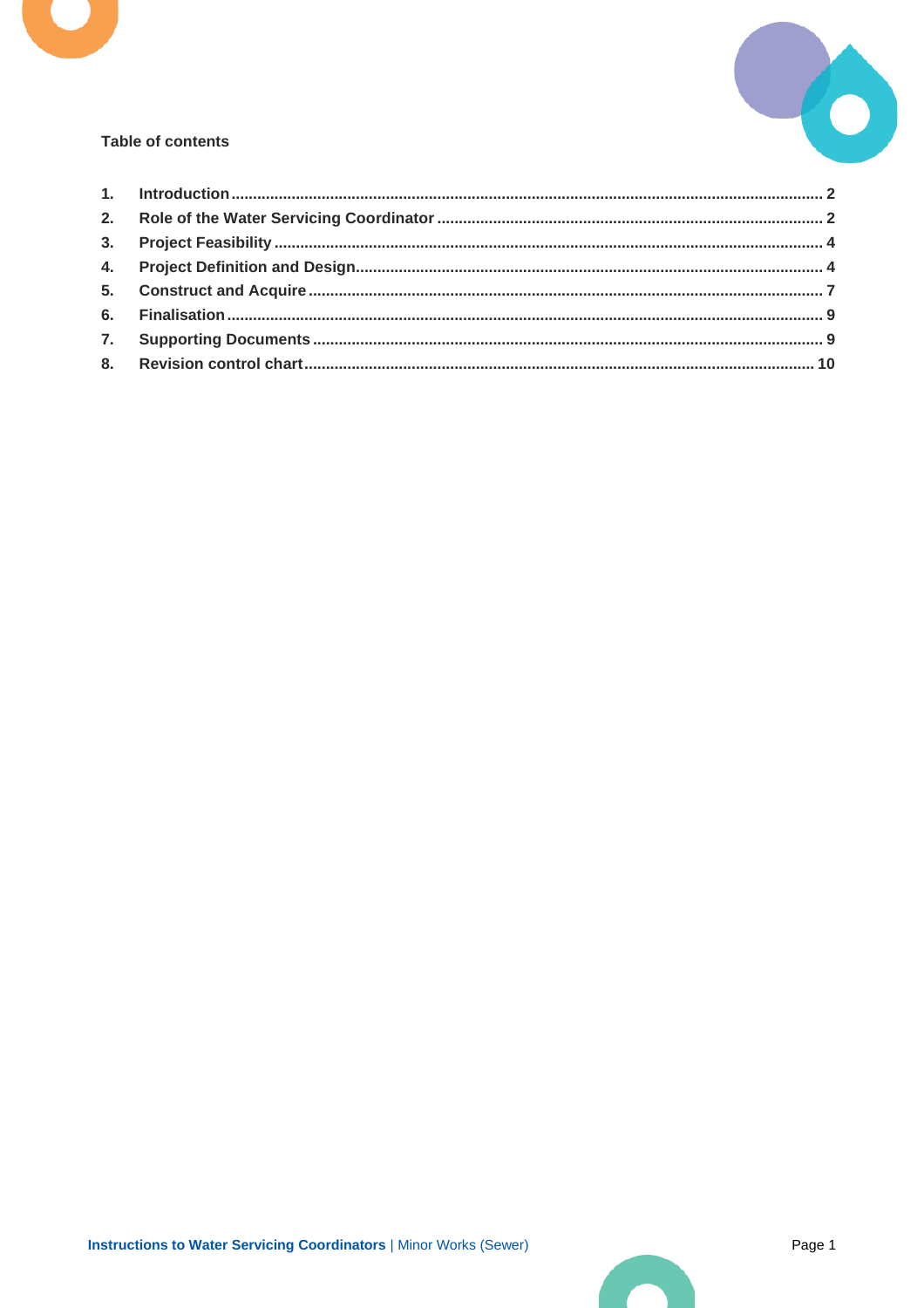**Table of contents**

1. Introduction ........ 2
2. Role of the Water Servicing Coordinator ........ 2
3. Project Feasibility ........ 4
4. Project Definition and Design ........ 4
5. Construct and Acquire ........ 7
6. Finalisation ........ 9
7. Supporting Documents ........ 9
8. Revision control chart ........ 10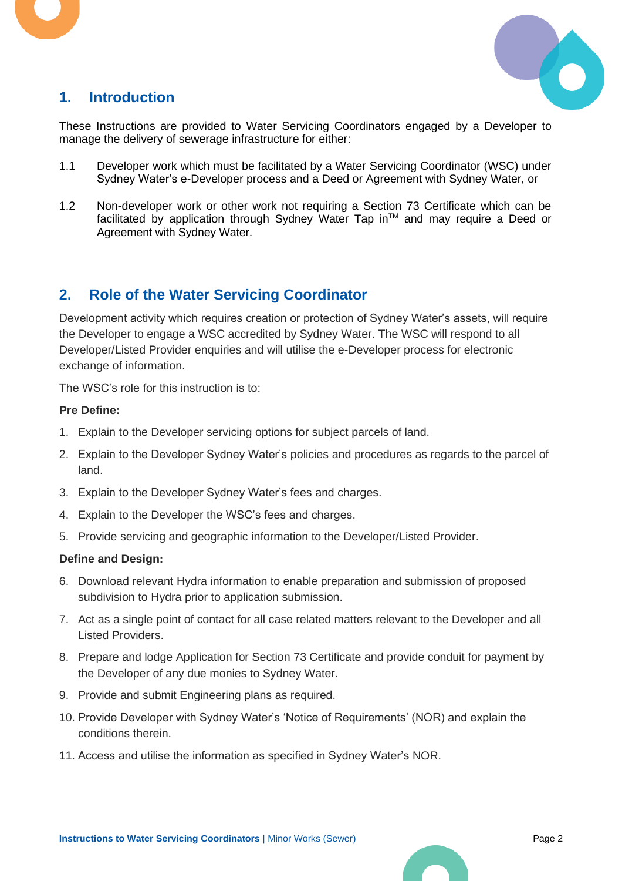## 1. Introduction

These Instructions are provided to Water Servicing Coordinators engaged by a Developer to manage the delivery of sewerage infrastructure for either:

1.1 Developer work which must be facilitated by a Water Servicing Coordinator (WSC) under Sydney Water's e-Developer process and a Deed or Agreement with Sydney Water, or

1.2 Non-developer work or other work not requiring a Section 73 Certificate which can be facilitated by application through Sydney Water Tap in™ and may require a Deed or Agreement with Sydney Water.

## 2. Role of the Water Servicing Coordinator

Development activity which requires creation or protection of Sydney Water's assets, will require the Developer to engage a WSC accredited by Sydney Water. The WSC will respond to all Developer/Listed Provider enquiries and will utilise the e-Developer process for electronic exchange of information.

The WSC's role for this instruction is to:

**Pre Define:**

1. Explain to the Developer servicing options for subject parcels of land.
2. Explain to the Developer Sydney Water's policies and procedures as regards to the parcel of land.
3. Explain to the Developer Sydney Water's fees and charges.
4. Explain to the Developer the WSC's fees and charges.
5. Provide servicing and geographic information to the Developer/Listed Provider.

**Define and Design:**

6. Download relevant Hydra information to enable preparation and submission of proposed subdivision to Hydra prior to application submission.
7. Act as a single point of contact for all case related matters relevant to the Developer and all Listed Providers.
8. Prepare and lodge Application for Section 73 Certificate and provide conduit for payment by the Developer of any due monies to Sydney Water.
9. Provide and submit Engineering plans as required.
10. Provide Developer with Sydney Water's 'Notice of Requirements' (NOR) and explain the conditions therein.
11. Access and utilise the information as specified in Sydney Water's NOR.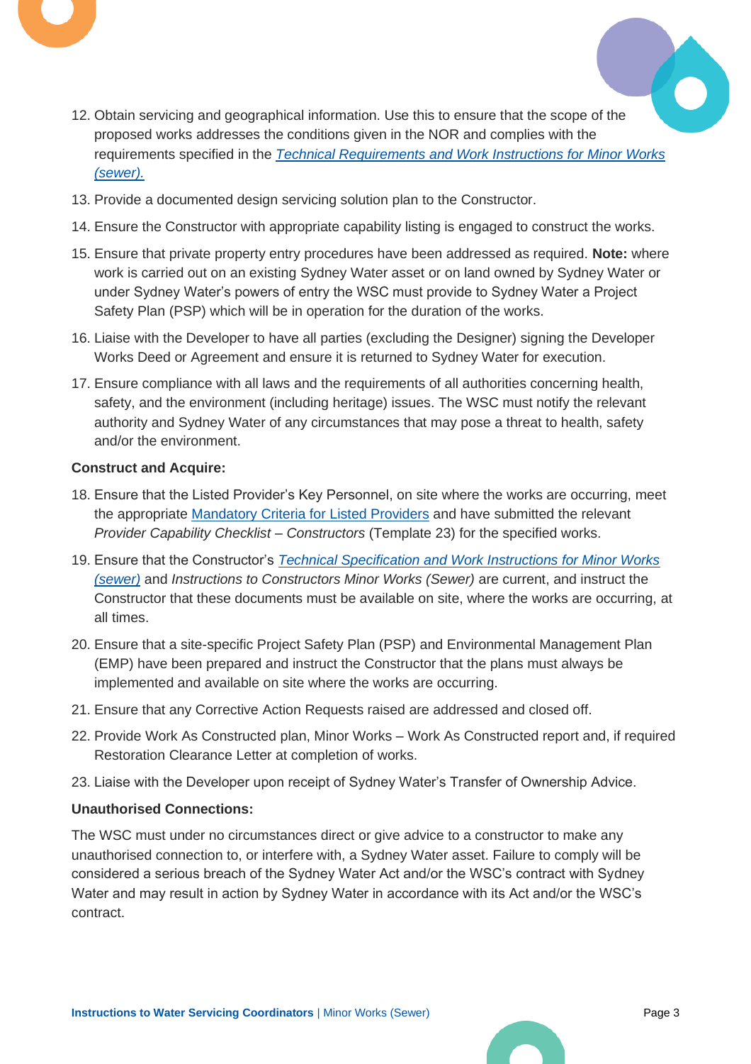12. Obtain servicing and geographical information. Use this to ensure that the scope of the proposed works addresses the conditions given in the NOR and complies with the requirements specified in the [*Technical Requirements and Work Instructions for Minor Works (sewer).*]()

13. Provide a documented design servicing solution plan to the Constructor.

14. Ensure the Constructor with appropriate capability listing is engaged to construct the works.

15. Ensure that private property entry procedures have been addressed as required. **Note:** where work is carried out on an existing Sydney Water asset or on land owned by Sydney Water or under Sydney Water's powers of entry the WSC must provide to Sydney Water a Project Safety Plan (PSP) which will be in operation for the duration of the works.

16. Liaise with the Developer to have all parties (excluding the Designer) signing the Developer Works Deed or Agreement and ensure it is returned to Sydney Water for execution.

17. Ensure compliance with all laws and the requirements of all authorities concerning health, safety, and the environment (including heritage) issues. The WSC must notify the relevant authority and Sydney Water of any circumstances that may pose a threat to health, safety and/or the environment.

**Construct and Acquire:**

18. Ensure that the Listed Provider's Key Personnel, on site where the works are occurring, meet the appropriate [Mandatory Criteria for Listed Providers]() and have submitted the relevant *Provider Capability Checklist – Constructors* (Template 23) for the specified works.

19. Ensure that the Constructor's [*Technical Specification and Work Instructions for Minor Works (sewer)*]() and *Instructions to Constructors Minor Works (Sewer)* are current, and instruct the Constructor that these documents must be available on site, where the works are occurring, at all times.

20. Ensure that a site-specific Project Safety Plan (PSP) and Environmental Management Plan (EMP) have been prepared and instruct the Constructor that the plans must always be implemented and available on site where the works are occurring.

21. Ensure that any Corrective Action Requests raised are addressed and closed off.

22. Provide Work As Constructed plan, Minor Works – Work As Constructed report and, if required Restoration Clearance Letter at completion of works.

23. Liaise with the Developer upon receipt of Sydney Water's Transfer of Ownership Advice.

**Unauthorised Connections:**

The WSC must under no circumstances direct or give advice to a constructor to make any unauthorised connection to, or interfere with, a Sydney Water asset. Failure to comply will be considered a serious breach of the Sydney Water Act and/or the WSC's contract with Sydney Water and may result in action by Sydney Water in accordance with its Act and/or the WSC's contract.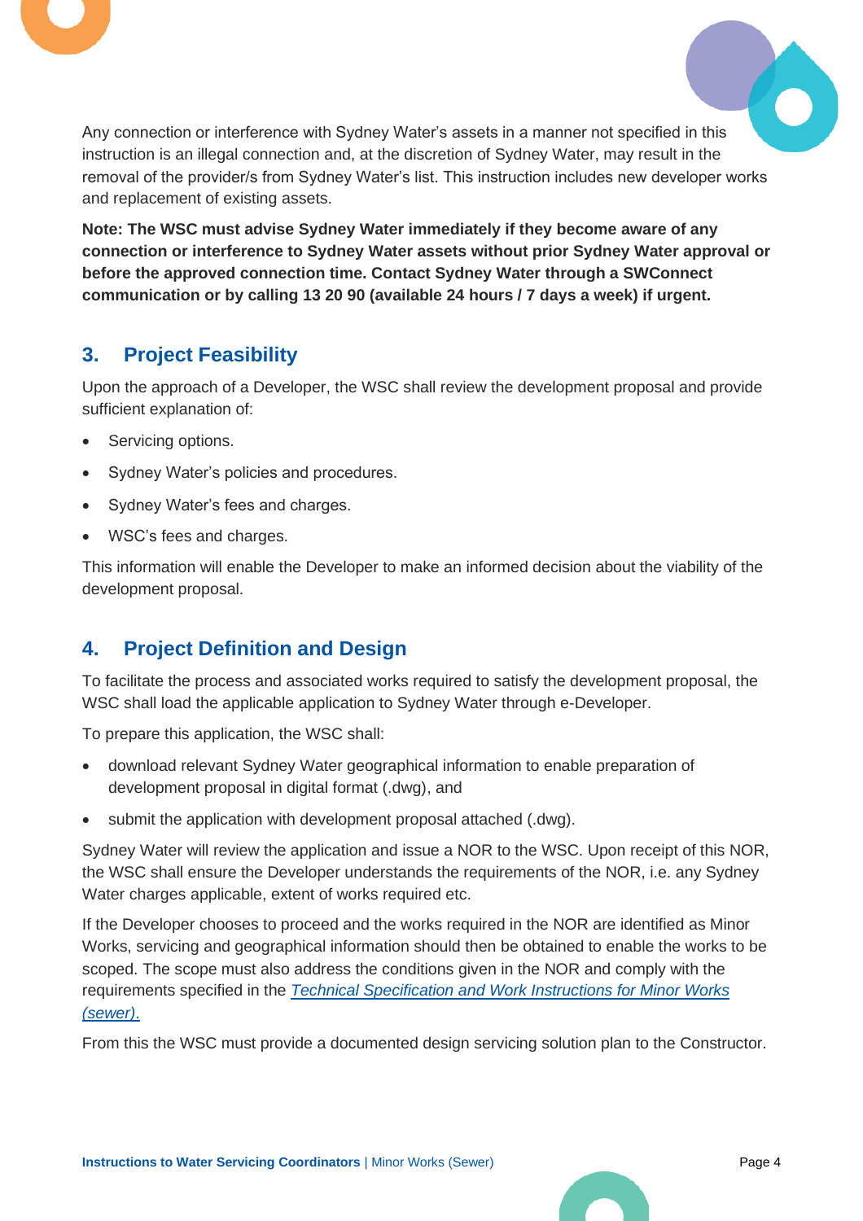Any connection or interference with Sydney Water's assets in a manner not specified in this instruction is an illegal connection and, at the discretion of Sydney Water, may result in the removal of the provider/s from Sydney Water's list. This instruction includes new developer works and replacement of existing assets.

**Note: The WSC must advise Sydney Water immediately if they become aware of any connection or interference to Sydney Water assets without prior Sydney Water approval or before the approved connection time. Contact Sydney Water through a SWConnect communication or by calling 13 20 90 (available 24 hours / 7 days a week) if urgent.**

## 3. Project Feasibility

Upon the approach of a Developer, the WSC shall review the development proposal and provide sufficient explanation of:

- Servicing options.
- Sydney Water's policies and procedures.
- Sydney Water's fees and charges.
- WSC's fees and charges.

This information will enable the Developer to make an informed decision about the viability of the development proposal.

## 4. Project Definition and Design

To facilitate the process and associated works required to satisfy the development proposal, the WSC shall load the applicable application to Sydney Water through e-Developer.

To prepare this application, the WSC shall:

- download relevant Sydney Water geographical information to enable preparation of development proposal in digital format (.dwg), and
- submit the application with development proposal attached (.dwg).

Sydney Water will review the application and issue a NOR to the WSC. Upon receipt of this NOR, the WSC shall ensure the Developer understands the requirements of the NOR, i.e. any Sydney Water charges applicable, extent of works required etc.

If the Developer chooses to proceed and the works required in the NOR are identified as Minor Works, servicing and geographical information should then be obtained to enable the works to be scoped. The scope must also address the conditions given in the NOR and comply with the requirements specified in the *Technical Specification and Work Instructions for Minor Works (sewer).*

From this the WSC must provide a documented design servicing solution plan to the Constructor.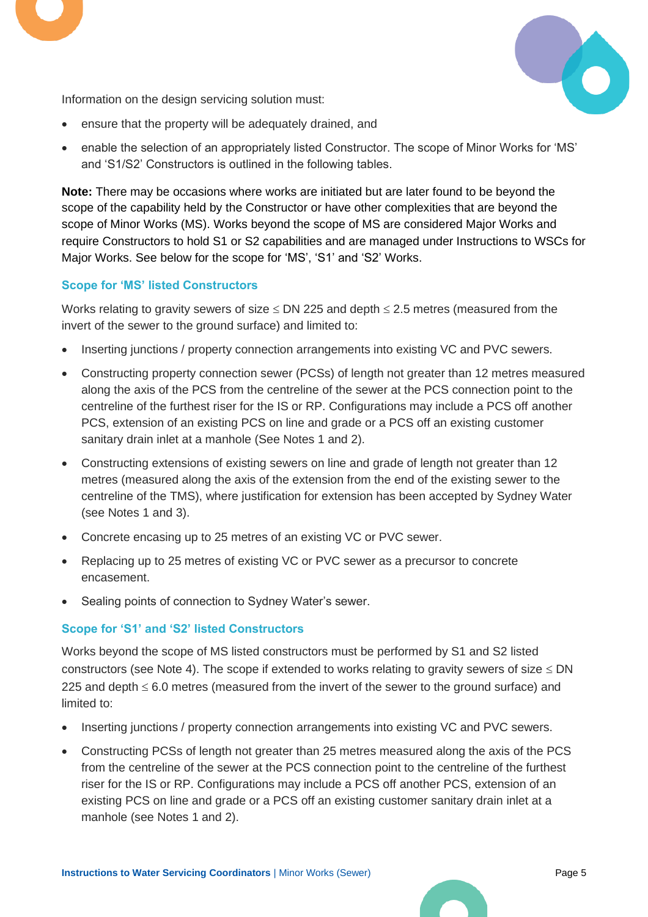Information on the design servicing solution must:

- ensure that the property will be adequately drained, and
- enable the selection of an appropriately listed Constructor. The scope of Minor Works for 'MS' and 'S1/S2' Constructors is outlined in the following tables.

**Note:** There may be occasions where works are initiated but are later found to be beyond the scope of the capability held by the Constructor or have other complexities that are beyond the scope of Minor Works (MS). Works beyond the scope of MS are considered Major Works and require Constructors to hold S1 or S2 capabilities and are managed under Instructions to WSCs for Major Works. See below for the scope for 'MS', 'S1' and 'S2' Works.

### Scope for 'MS' listed Constructors

Works relating to gravity sewers of size ≤ DN 225 and depth ≤ 2.5 metres (measured from the invert of the sewer to the ground surface) and limited to:

- Inserting junctions / property connection arrangements into existing VC and PVC sewers.
- Constructing property connection sewer (PCSs) of length not greater than 12 metres measured along the axis of the PCS from the centreline of the sewer at the PCS connection point to the centreline of the furthest riser for the IS or RP. Configurations may include a PCS off another PCS, extension of an existing PCS on line and grade or a PCS off an existing customer sanitary drain inlet at a manhole (See Notes 1 and 2).
- Constructing extensions of existing sewers on line and grade of length not greater than 12 metres (measured along the axis of the extension from the end of the existing sewer to the centreline of the TMS), where justification for extension has been accepted by Sydney Water (see Notes 1 and 3).
- Concrete encasing up to 25 metres of an existing VC or PVC sewer.
- Replacing up to 25 metres of existing VC or PVC sewer as a precursor to concrete encasement.
- Sealing points of connection to Sydney Water's sewer.

### Scope for 'S1' and 'S2' listed Constructors

Works beyond the scope of MS listed constructors must be performed by S1 and S2 listed constructors (see Note 4). The scope if extended to works relating to gravity sewers of size ≤ DN 225 and depth ≤ 6.0 metres (measured from the invert of the sewer to the ground surface) and limited to:

- Inserting junctions / property connection arrangements into existing VC and PVC sewers.
- Constructing PCSs of length not greater than 25 metres measured along the axis of the PCS from the centreline of the sewer at the PCS connection point to the centreline of the furthest riser for the IS or RP. Configurations may include a PCS off another PCS, extension of an existing PCS on line and grade or a PCS off an existing customer sanitary drain inlet at a manhole (see Notes 1 and 2).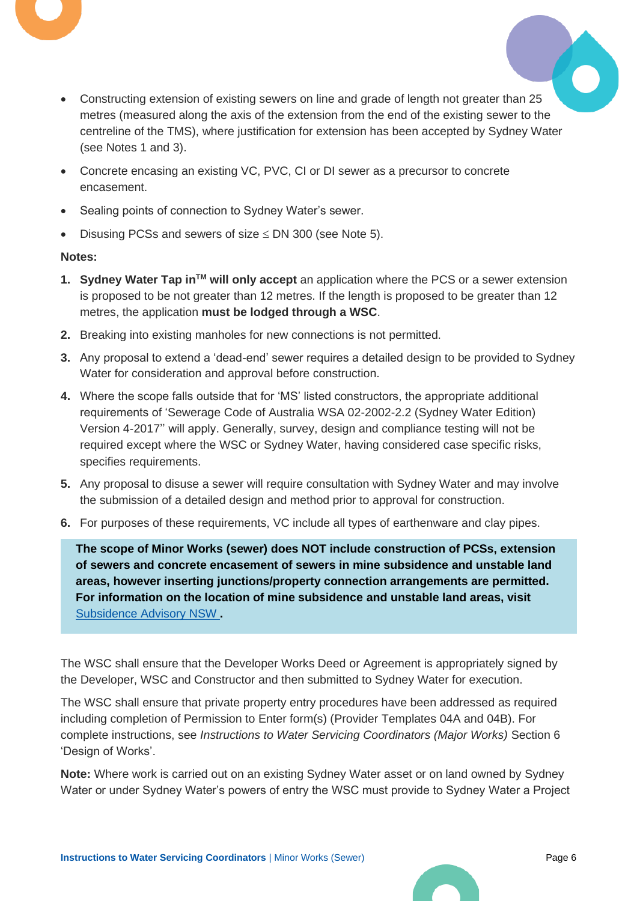- Constructing extension of existing sewers on line and grade of length not greater than 25 metres (measured along the axis of the extension from the end of the existing sewer to the centreline of the TMS), where justification for extension has been accepted by Sydney Water (see Notes 1 and 3).
- Concrete encasing an existing VC, PVC, CI or DI sewer as a precursor to concrete encasement.
- Sealing points of connection to Sydney Water's sewer.
- Disusing PCSs and sewers of size ≤ DN 300 (see Note 5).

**Notes:**

1. **Sydney Water Tap in™ will only accept** an application where the PCS or a sewer extension is proposed to be not greater than 12 metres. If the length is proposed to be greater than 12 metres, the application **must be lodged through a WSC**.
2. Breaking into existing manholes for new connections is not permitted.
3. Any proposal to extend a 'dead-end' sewer requires a detailed design to be provided to Sydney Water for consideration and approval before construction.
4. Where the scope falls outside that for 'MS' listed constructors, the appropriate additional requirements of 'Sewerage Code of Australia WSA 02-2002-2.2 (Sydney Water Edition) Version 4-2017'' will apply. Generally, survey, design and compliance testing will not be required except where the WSC or Sydney Water, having considered case specific risks, specifies requirements.
5. Any proposal to disuse a sewer will require consultation with Sydney Water and may involve the submission of a detailed design and method prior to approval for construction.
6. For purposes of these requirements, VC include all types of earthenware and clay pipes.

**The scope of Minor Works (sewer) does NOT include construction of PCSs, extension of sewers and concrete encasement of sewers in mine subsidence and unstable land areas, however inserting junctions/property connection arrangements are permitted. For information on the location of mine subsidence and unstable land areas, visit Subsidence Advisory NSW .**

The WSC shall ensure that the Developer Works Deed or Agreement is appropriately signed by the Developer, WSC and Constructor and then submitted to Sydney Water for execution.

The WSC shall ensure that private property entry procedures have been addressed as required including completion of Permission to Enter form(s) (Provider Templates 04A and 04B). For complete instructions, see *Instructions to Water Servicing Coordinators (Major Works)* Section 6 'Design of Works'.

**Note:** Where work is carried out on an existing Sydney Water asset or on land owned by Sydney Water or under Sydney Water's powers of entry the WSC must provide to Sydney Water a Project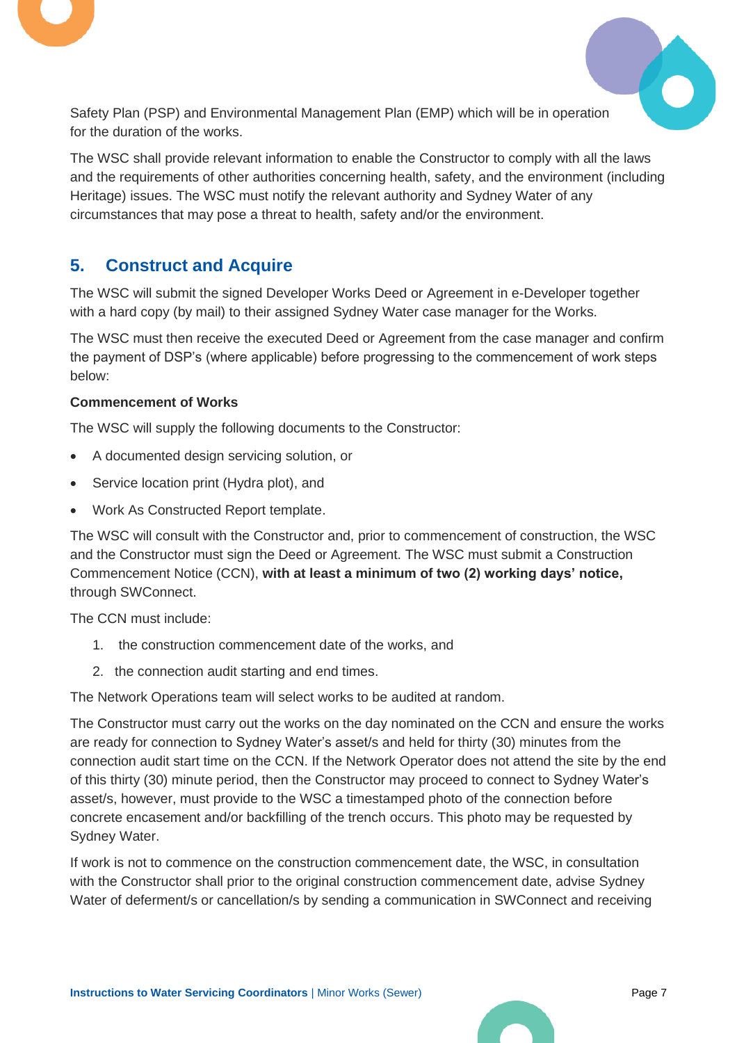Safety Plan (PSP) and Environmental Management Plan (EMP) which will be in operation for the duration of the works.

The WSC shall provide relevant information to enable the Constructor to comply with all the laws and the requirements of other authorities concerning health, safety, and the environment (including Heritage) issues. The WSC must notify the relevant authority and Sydney Water of any circumstances that may pose a threat to health, safety and/or the environment.

## 5. Construct and Acquire

The WSC will submit the signed Developer Works Deed or Agreement in e-Developer together with a hard copy (by mail) to their assigned Sydney Water case manager for the Works.

The WSC must then receive the executed Deed or Agreement from the case manager and confirm the payment of DSP's (where applicable) before progressing to the commencement of work steps below:

**Commencement of Works**

The WSC will supply the following documents to the Constructor:

- A documented design servicing solution, or
- Service location print (Hydra plot), and
- Work As Constructed Report template.

The WSC will consult with the Constructor and, prior to commencement of construction, the WSC and the Constructor must sign the Deed or Agreement. The WSC must submit a Construction Commencement Notice (CCN), **with at least a minimum of two (2) working days' notice,** through SWConnect.

The CCN must include:

1. the construction commencement date of the works, and
2. the connection audit starting and end times.

The Network Operations team will select works to be audited at random.

The Constructor must carry out the works on the day nominated on the CCN and ensure the works are ready for connection to Sydney Water's asset/s and held for thirty (30) minutes from the connection audit start time on the CCN. If the Network Operator does not attend the site by the end of this thirty (30) minute period, then the Constructor may proceed to connect to Sydney Water's asset/s, however, must provide to the WSC a timestamped photo of the connection before concrete encasement and/or backfilling of the trench occurs. This photo may be requested by Sydney Water.

If work is not to commence on the construction commencement date, the WSC, in consultation with the Constructor shall prior to the original construction commencement date, advise Sydney Water of deferment/s or cancellation/s by sending a communication in SWConnect and receiving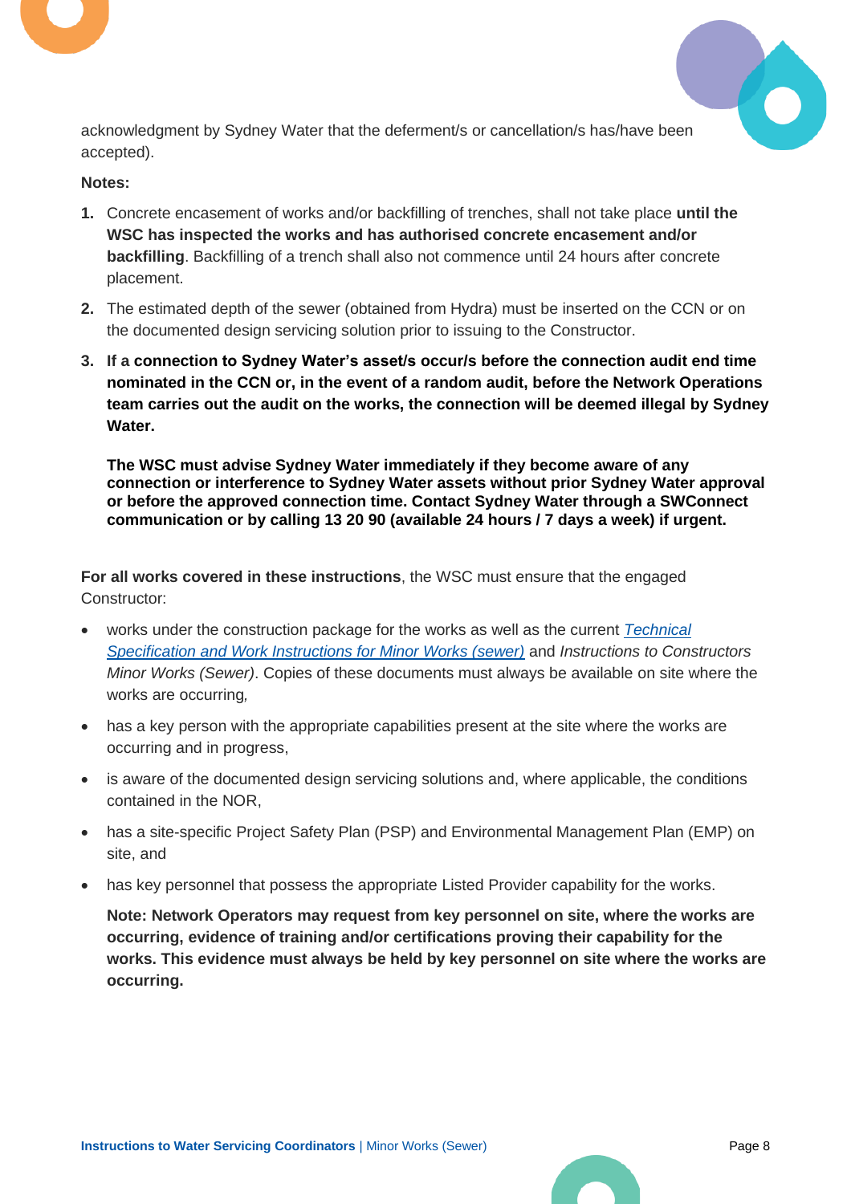acknowledgment by Sydney Water that the deferment/s or cancellation/s has/have been accepted).

**Notes:**

1. Concrete encasement of works and/or backfilling of trenches, shall not take place **until the WSC has inspected the works and has authorised concrete encasement and/or backfilling**. Backfilling of a trench shall also not commence until 24 hours after concrete placement.
2. The estimated depth of the sewer (obtained from Hydra) must be inserted on the CCN or on the documented design servicing solution prior to issuing to the Constructor.
3. **If a connection to Sydney Water's asset/s occur/s before the connection audit end time nominated in the CCN or, in the event of a random audit, before the Network Operations team carries out the audit on the works, the connection will be deemed illegal by Sydney Water.**

   **The WSC must advise Sydney Water immediately if they become aware of any connection or interference to Sydney Water assets without prior Sydney Water approval or before the approved connection time. Contact Sydney Water through a SWConnect communication or by calling 13 20 90 (available 24 hours / 7 days a week) if urgent.**

**For all works covered in these instructions**, the WSC must ensure that the engaged Constructor:

- works under the construction package for the works as well as the current *Technical Specification and Work Instructions for Minor Works (sewer)* and *Instructions to Constructors Minor Works (Sewer)*. Copies of these documents must always be available on site where the works are occurring,
- has a key person with the appropriate capabilities present at the site where the works are occurring and in progress,
- is aware of the documented design servicing solutions and, where applicable, the conditions contained in the NOR,
- has a site-specific Project Safety Plan (PSP) and Environmental Management Plan (EMP) on site, and
- has key personnel that possess the appropriate Listed Provider capability for the works.

  **Note: Network Operators may request from key personnel on site, where the works are occurring, evidence of training and/or certifications proving their capability for the works. This evidence must always be held by key personnel on site where the works are occurring.**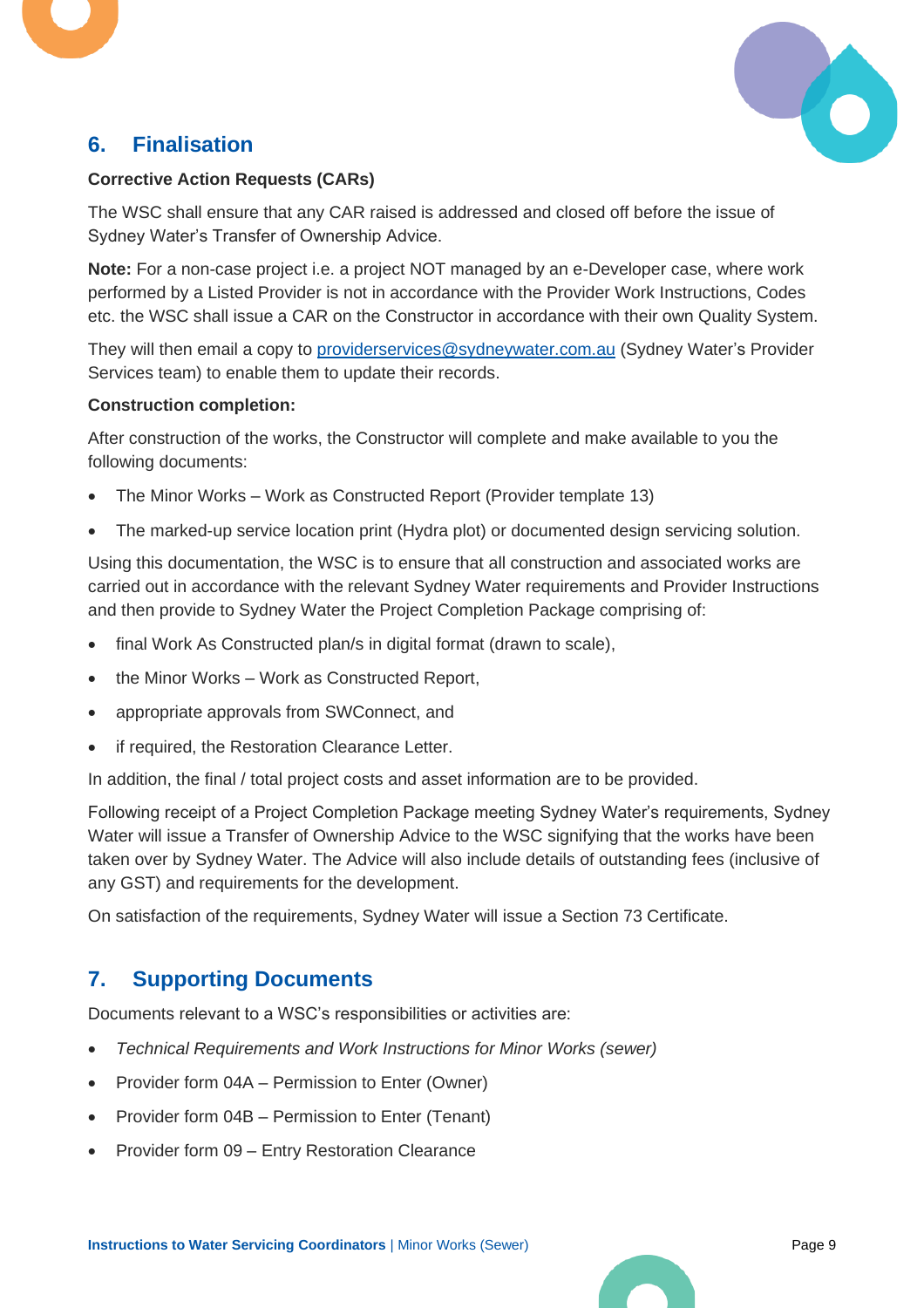## 6. Finalisation

**Corrective Action Requests (CARs)**

The WSC shall ensure that any CAR raised is addressed and closed off before the issue of Sydney Water's Transfer of Ownership Advice.

**Note:** For a non-case project i.e. a project NOT managed by an e-Developer case, where work performed by a Listed Provider is not in accordance with the Provider Work Instructions, Codes etc. the WSC shall issue a CAR on the Constructor in accordance with their own Quality System.

They will then email a copy to providerservices@sydneywater.com.au (Sydney Water's Provider Services team) to enable them to update their records.

**Construction completion:**

After construction of the works, the Constructor will complete and make available to you the following documents:

- The Minor Works – Work as Constructed Report (Provider template 13)
- The marked-up service location print (Hydra plot) or documented design servicing solution.

Using this documentation, the WSC is to ensure that all construction and associated works are carried out in accordance with the relevant Sydney Water requirements and Provider Instructions and then provide to Sydney Water the Project Completion Package comprising of:

- final Work As Constructed plan/s in digital format (drawn to scale),
- the Minor Works – Work as Constructed Report,
- appropriate approvals from SWConnect, and
- if required, the Restoration Clearance Letter.

In addition, the final / total project costs and asset information are to be provided.

Following receipt of a Project Completion Package meeting Sydney Water's requirements, Sydney Water will issue a Transfer of Ownership Advice to the WSC signifying that the works have been taken over by Sydney Water. The Advice will also include details of outstanding fees (inclusive of any GST) and requirements for the development.

On satisfaction of the requirements, Sydney Water will issue a Section 73 Certificate.

## 7. Supporting Documents

Documents relevant to a WSC's responsibilities or activities are:

- *Technical Requirements and Work Instructions for Minor Works (sewer)*
- Provider form 04A – Permission to Enter (Owner)
- Provider form 04B – Permission to Enter (Tenant)
- Provider form 09 – Entry Restoration Clearance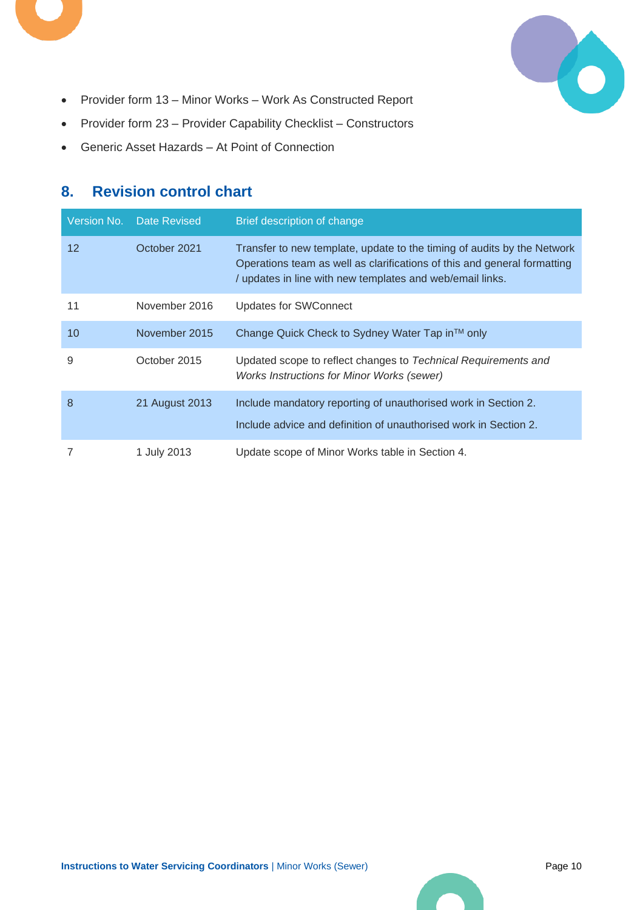- Provider form 13 – Minor Works – Work As Constructed Report
- Provider form 23 – Provider Capability Checklist – Constructors
- Generic Asset Hazards – At Point of Connection

## 8. Revision control chart

| Version No. | Date Revised | Brief description of change |
| --- | --- | --- |
| 12 | October 2021 | Transfer to new template, update to the timing of audits by the Network Operations team as well as clarifications of this and general formatting / updates in line with new templates and web/email links. |
| 11 | November 2016 | Updates for SWConnect |
| 10 | November 2015 | Change Quick Check to Sydney Water Tap in™ only |
| 9 | October 2015 | Updated scope to reflect changes to *Technical Requirements and Works Instructions for Minor Works (sewer)* |
| 8 | 21 August 2013 | Include mandatory reporting of unauthorised work in Section 2. Include advice and definition of unauthorised work in Section 2. |
| 7 | 1 July 2013 | Update scope of Minor Works table in Section 4. |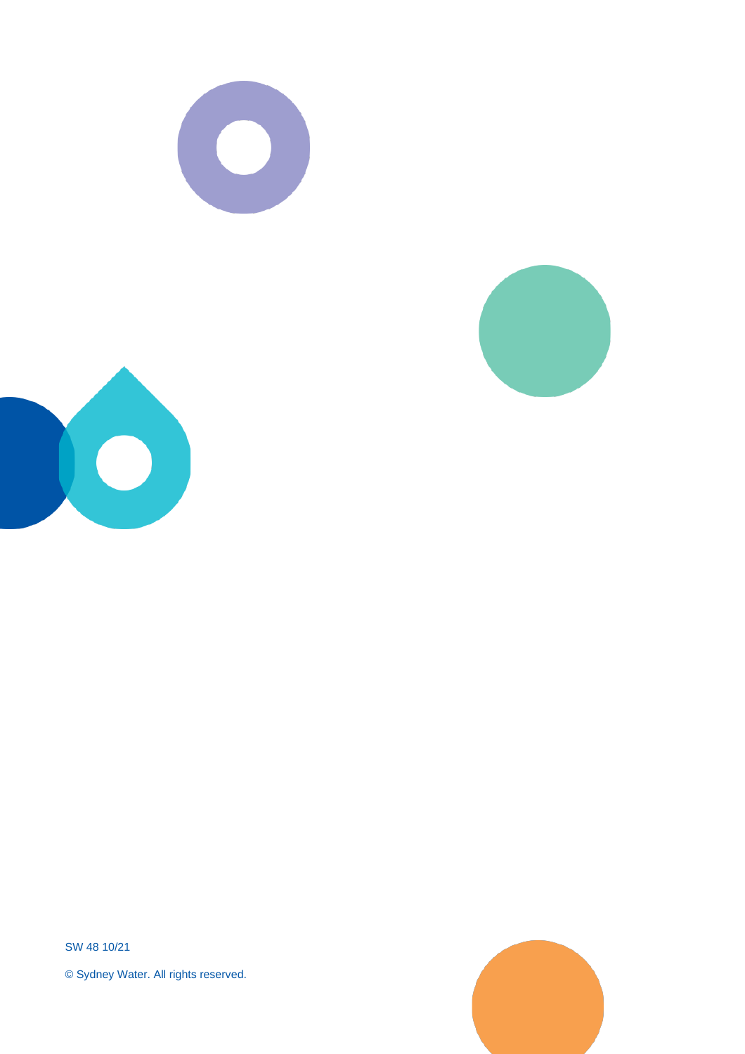SW 48 10/21

© Sydney Water. All rights reserved.